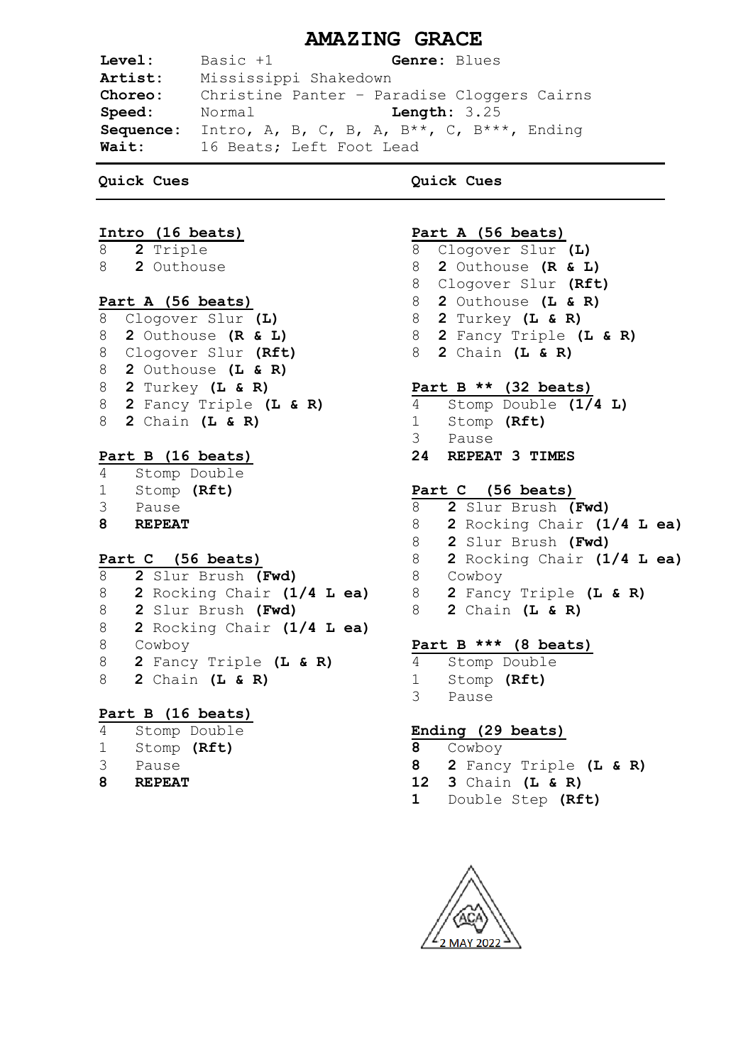# AMAZING GRACE

**Level:** Basic +1 **Genre:** Blues
**Artist:** Mississippi Shakedown
**Choreo:** Christine Panter – Paradise Cloggers Cairns
**Speed:** Normal **Length:** 3.25
**Sequence:** Intro, A, B, C, B, A, B**, C, B***, Ending
**Wait:** 16 Beats; Left Foot Lead

---

**Quick Cues**

---

**Intro (16 beats)**

8 **2** Triple
8 **2** Outhouse

**Part A (56 beats)**

8 Clogover Slur **(L)**
8 **2** Outhouse **(R & L)**
8 Clogover Slur **(Rft)**
8 **2** Outhouse **(L & R)**
8 **2** Turkey **(L & R)**
8 **2** Fancy Triple **(L & R)**
8 **2** Chain **(L & R)**

**Part B (16 beats)**

4 Stomp Double
1 Stomp **(Rft)**
3 Pause
**8 REPEAT**

**Part C (56 beats)**

8 **2** Slur Brush **(Fwd)**
8 **2** Rocking Chair **(1/4 L ea)**
8 **2** Slur Brush **(Fwd)**
8 **2** Rocking Chair **(1/4 L ea)**
8 Cowboy
8 **2** Fancy Triple **(L & R)**
8 **2** Chain **(L & R)**

**Part B (16 beats)**

4 Stomp Double
1 Stomp **(Rft)**
3 Pause
**8 REPEAT**

**Part A (56 beats)**

8 Clogover Slur **(L)**
8 **2** Outhouse **(R & L)**
8 Clogover Slur **(Rft)**
8 **2** Outhouse **(L & R)**
8 **2** Turkey **(L & R)**
8 **2** Fancy Triple **(L & R)**
8 **2** Chain **(L & R)**

**Part B ** (32 beats)**

4 Stomp Double **(1/4 L)**
1 Stomp **(Rft)**
3 Pause
**24 REPEAT 3 TIMES**

**Part C (56 beats)**

8 **2** Slur Brush **(Fwd)**
8 **2** Rocking Chair **(1/4 L ea)**
8 **2** Slur Brush **(Fwd)**
8 **2** Rocking Chair **(1/4 L ea)**
8 Cowboy
8 **2** Fancy Triple **(L & R)**
8 **2** Chain **(L & R)**

**Part B *** (8 beats)**

4 Stomp Double
1 Stomp **(Rft)**
3 Pause

**Ending (29 beats)**

**8** Cowboy
**8** **2** Fancy Triple **(L & R)**
**12** **3** Chain **(L & R)**
**1** Double Step **(Rft)**

ACA 2 MAY 2022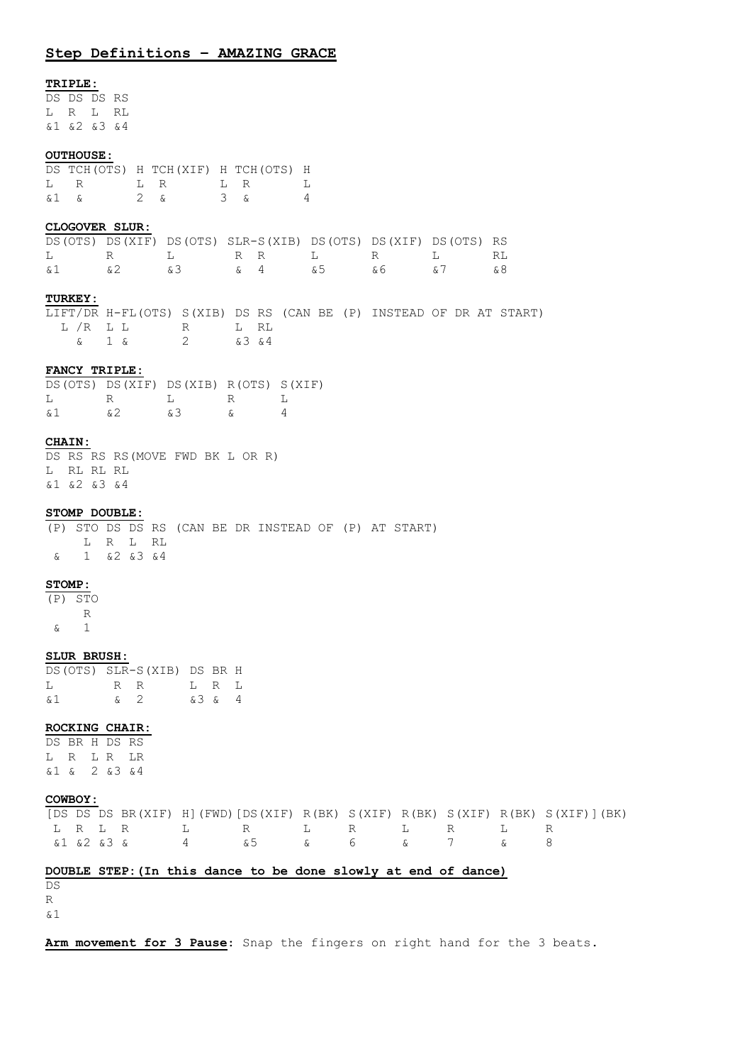## Step Definitions – AMAZING GRACE

**TRIPLE:**

```
DS DS DS RS
L  R  L  RL
&1 &2 &3 &4
```

**OUTHOUSE:**

```
DS TCH(OTS) H TCH(XIF) H TCH(OTS) H
L  R        L R        L R        L
&1 &        2 &        3 &        4
```

**CLOGOVER SLUR:**

```
DS(OTS) DS(XIF) DS(OTS) SLR-S(XIB) DS(OTS) DS(XIF) DS(OTS) RS
L       R       L       R R        L       R       L       RL
&1      &2      &3      & 4        &5      &6      &7      &8
```

**TURKEY:**

```
LIFT/DR H-FL(OTS) S(XIB) DS RS (CAN BE (P) INSTEAD OF DR AT START)
  L /R  L L       R      L  RL
    &   1 &       2      &3 &4
```

**FANCY TRIPLE:**

```
DS(OTS) DS(XIF) DS(XIB) R(OTS) S(XIF)
L       R       L       R      L
&1      &2      &3      &      4
```

**CHAIN:**

```
DS RS RS RS(MOVE FWD BK L OR R)
L  RL RL RL
&1 &2 &3 &4
```

**STOMP DOUBLE:**

```
(P) STO DS DS RS (CAN BE DR INSTEAD OF (P) AT START)
     L  R  L  RL
 &   1  &2 &3 &4
```

**STOMP:**

```
(P) STO
     R
 &   1
```

**SLUR BRUSH:**

```
DS(OTS) SLR-S(XIB) DS BR H
L        R R       L  R L
&1       & 2       &3 & 4
```

**ROCKING CHAIR:**

```
DS BR H DS RS
L  R  L R  LR
&1 &  2 &3 &4
```

**COWBOY:**

```
[DS DS DS BR(XIF) H](FWD)[DS(XIF) R(BK) S(XIF) R(BK) S(XIF) R(BK) S(XIF)](BK)
 L  R  L  R       L       R       L     R      L     R      L     R
 &1 &2 &3 &       4       &5      &     6      &     7      &     8
```

**DOUBLE STEP: (In this dance to be done slowly at end of dance)**

```
DS
R
&1
```

**Arm movement for 3 Pause**: Snap the fingers on right hand for the 3 beats.